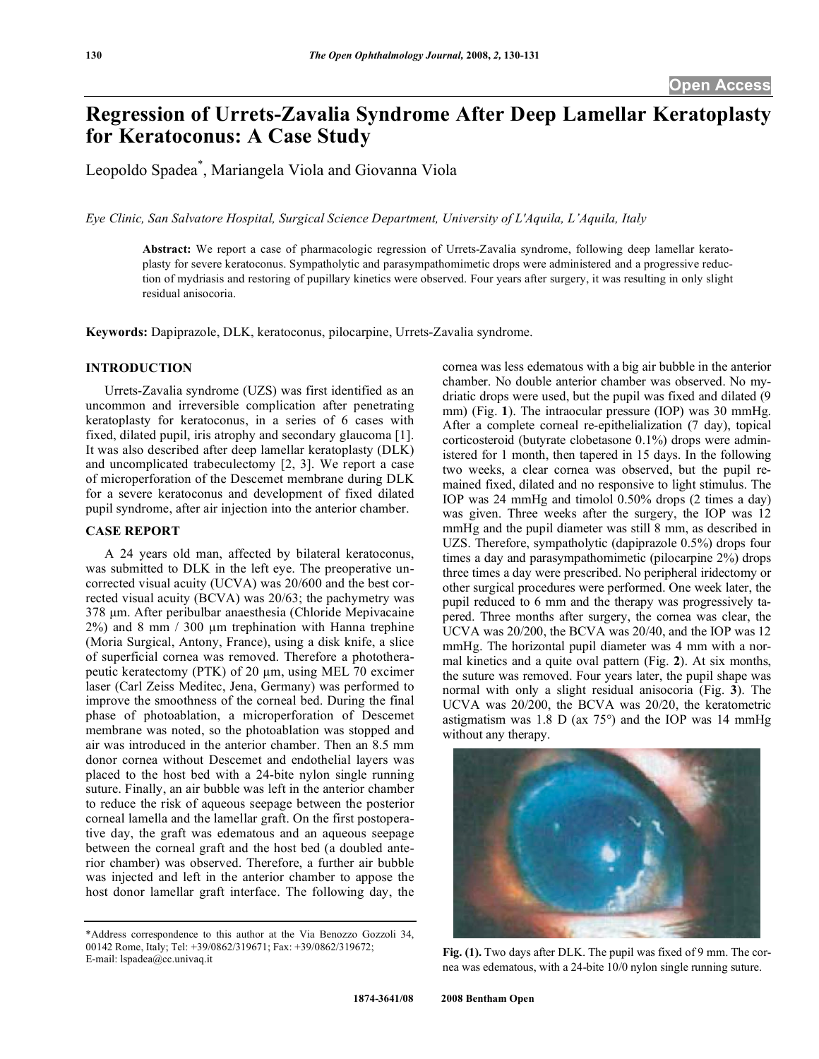# Regression of Urrets-Zavalia Syndrome After Deep Lamellar Keratoplasty for Keratoconus: A Case Study

Leopoldo Spadea*, Mariangela Viola and Giovanna Viola

*Eye Clinic, San Salvatore Hospital, Surgical Science Department, University of L'Aquila, L'Aquila, Italy*

**Abstract:** We report a case of pharmacologic regression of Urrets-Zavalia syndrome, following deep lamellar keratoplasty for severe keratoconus. Sympatholytic and parasympathomimetic drops were administered and a progressive reduction of mydriasis and restoring of pupillary kinetics were observed. Four years after surgery, it was resulting in only slight residual anisocoria.

**Keywords:** Dapiprazole, DLK, keratoconus, pilocarpine, Urrets-Zavalia syndrome.

## INTRODUCTION

Urrets-Zavalia syndrome (UZS) was first identified as an uncommon and irreversible complication after penetrating keratoplasty for keratoconus, in a series of 6 cases with fixed, dilated pupil, iris atrophy and secondary glaucoma [1]. It was also described after deep lamellar keratoplasty (DLK) and uncomplicated trabeculectomy [2, 3]. We report a case of microperforation of the Descemet membrane during DLK for a severe keratoconus and development of fixed dilated pupil syndrome, after air injection into the anterior chamber.

## CASE REPORT

A 24 years old man, affected by bilateral keratoconus, was submitted to DLK in the left eye. The preoperative uncorrected visual acuity (UCVA) was 20/600 and the best corrected visual acuity (BCVA) was 20/63; the pachymetry was 378 µm. After peribulbar anaesthesia (Chloride Mepivacaine 2%) and 8 mm / 300 µm trephination with Hanna trephine (Moria Surgical, Antony, France), using a disk knife, a slice of superficial cornea was removed. Therefore a phototherapeutic keratectomy (PTK) of 20 µm, using MEL 70 excimer laser (Carl Zeiss Meditec, Jena, Germany) was performed to improve the smoothness of the corneal bed. During the final phase of photoablation, a microperforation of Descemet membrane was noted, so the photoablation was stopped and air was introduced in the anterior chamber. Then an 8.5 mm donor cornea without Descemet and endothelial layers was placed to the host bed with a 24-bite nylon single running suture. Finally, an air bubble was left in the anterior chamber to reduce the risk of aqueous seepage between the posterior corneal lamella and the lamellar graft. On the first postoperative day, the graft was edematous and an aqueous seepage between the corneal graft and the host bed (a doubled anterior chamber) was observed. Therefore, a further air bubble was injected and left in the anterior chamber to appose the host donor lamellar graft interface. The following day, the cornea was less edematous with a big air bubble in the anterior chamber. No double anterior chamber was observed. No mydriatic drops were used, but the pupil was fixed and dilated (9 mm) (Fig. **1**). The intraocular pressure (IOP) was 30 mmHg. After a complete corneal re-epithelialization (7 day), topical corticosteroid (butyrate clobetasone 0.1%) drops were administered for 1 month, then tapered in 15 days. In the following two weeks, a clear cornea was observed, but the pupil remained fixed, dilated and no responsive to light stimulus. The IOP was 24 mmHg and timolol 0.50% drops (2 times a day) was given. Three weeks after the surgery, the IOP was 12 mmHg and the pupil diameter was still 8 mm, as described in UZS. Therefore, sympatholytic (dapiprazole 0.5%) drops four times a day and parasympathomimetic (pilocarpine 2%) drops three times a day were prescribed. No peripheral iridectomy or other surgical procedures were performed. One week later, the pupil reduced to 6 mm and the therapy was progressively tapered. Three months after surgery, the cornea was clear, the UCVA was 20/200, the BCVA was 20/40, and the IOP was 12 mmHg. The horizontal pupil diameter was 4 mm with a normal kinetics and a quite oval pattern (Fig. **2**). At six months, the suture was removed. Four years later, the pupil shape was normal with only a slight residual anisocoria (Fig. **3**). The UCVA was 20/200, the BCVA was 20/20, the keratometric astigmatism was 1.8 D (ax 75°) and the IOP was 14 mmHg without any therapy.

**Fig. (1).** Two days after DLK. The pupil was fixed of 9 mm. The cornea was edematous, with a 24-bite 10/0 nylon single running suture.

*Address correspondence to this author at the Via Benozzo Gozzoli 34, 00142 Rome, Italy; Tel: +39/0862/319671; Fax: +39/0862/319672; E-mail: lspadea@cc.univaq.it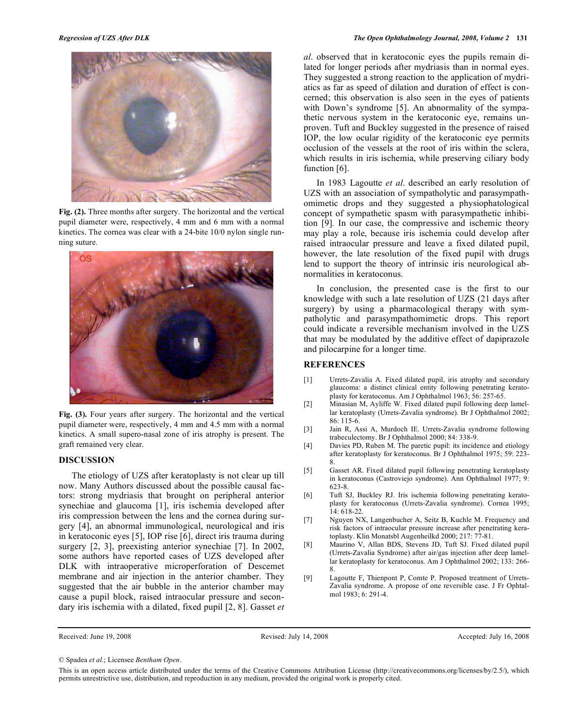Fig. (2). Three months after surgery. The horizontal and the vertical pupil diameter were, respectively, 4 mm and 6 mm with a normal kinetics. The cornea was clear with a 24-bite 10/0 nylon single running suture.

Fig. (3). Four years after surgery. The horizontal and the vertical pupil diameter were, respectively, 4 mm and 4.5 mm with a normal kinetics. A small supero-nasal zone of iris atrophy is present. The graft remained very clear.

## DISCUSSION

The etiology of UZS after keratoplasty is not clear up till now. Many Authors discussed about the possible causal factors: strong mydriasis that brought on peripheral anterior synechiae and glaucoma [1], iris ischemia developed after iris compression between the lens and the cornea during surgery [4], an abnormal immunological, neurological and iris in keratoconic eyes [5], IOP rise [6], direct iris trauma during surgery [2, 3], preexisting anterior synechiae [7]. In 2002, some authors have reported cases of UZS developed after DLK with intraoperative microperforation of Descemet membrane and air injection in the anterior chamber. They suggested that the air bubble in the anterior chamber may cause a pupil block, raised intraocular pressure and secondary iris ischemia with a dilated, fixed pupil [2, 8]. Gasset *et al*. observed that in keratoconic eyes the pupils remain dilated for longer periods after mydriasis than in normal eyes. They suggested a strong reaction to the application of mydriatics as far as speed of dilation and duration of effect is concerned; this observation is also seen in the eyes of patients with Down's syndrome [5]. An abnormality of the sympathetic nervous system in the keratoconic eye, remains unproven. Tuft and Buckley suggested in the presence of raised IOP, the low ocular rigidity of the keratoconic eye permits occlusion of the vessels at the root of iris within the sclera, which results in iris ischemia, while preserving ciliary body function [6].

In 1983 Lagoutte *et al*. described an early resolution of UZS with an association of sympatholytic and parasympathomimetic drops and they suggested a physiophatological concept of sympathetic spasm with parasympathetic inhibition [9]. In our case, the compressive and ischemic theory may play a role, because iris ischemia could develop after raised intraocular pressure and leave a fixed dilated pupil, however, the late resolution of the fixed pupil with drugs lend to support the theory of intrinsic iris neurological abnormalities in keratoconus.

In conclusion, the presented case is the first to our knowledge with such a late resolution of UZS (21 days after surgery) by using a pharmacological therapy with sympatholytic and parasympathomimetic drops. This report could indicate a reversible mechanism involved in the UZS that may be modulated by the additive effect of dapiprazole and pilocarpine for a longer time.

## REFERENCES

[1] Urrets-Zavalia A. Fixed dilated pupil, iris atrophy and secondary glaucoma: a distinct clinical entity following penetrating keratoplasty for keratoconus. Am J Ophthalmol 1963; 56: 257-65.

[2] Minasian M, Ayliffe W. Fixed dilated pupil following deep lamellar keratoplasty (Urrets-Zavalia syndrome). Br J Ophthalmol 2002; 86: 115-6.

[3] Jain R, Assi A, Murdoch IE. Urrets-Zavalia syndrome following trabeculectomy. Br J Ophthalmol 2000; 84: 338-9.

[4] Davies PD, Ruben M. The paretic pupil: its incidence and etiology after keratoplasty for keratoconus. Br J Ophthalmol 1975; 59: 223-8.

[5] Gasset AR. Fixed dilated pupil following penetrating keratoplasty in keratoconus (Castroviejo syndrome). Ann Ophthalmol 1977; 9: 623-8.

[6] Tuft SJ, Buckley RJ. Iris ischemia following penetrating keratoplasty for keratoconus (Urrets-Zavalia syndrome). Cornea 1995; 14: 618-22.

[7] Nguyen NX, Langenbucher A, Seitz B, Kuchle M. Frequency and risk factors of intraocular pressure increase after penetrating keratoplasty. Klin Monatsbl Augenheilkd 2000; 217: 77-81.

[8] Maurino V, Allan BDS, Stevens JD, Tuft SJ. Fixed dilated pupil (Urrets-Zavalia Syndrome) after air/gas injection after deep lamellar keratoplasty for keratoconus. Am J Ophthalmol 2002; 133: 266-8.

[9] Lagoutte F, Thienpont P, Comte P. Proposed treatment of Urrets-Zavalia syndrome. A propose of one reversible case. J Fr Ophtalmol 1983; 6: 291-4.

Received: June 19, 2008 Revised: July 14, 2008 Accepted: July 16, 2008

© Spadea *et al.*; Licensee *Bentham Open*.

This is an open access article distributed under the terms of the Creative Commons Attribution License (http://creativecommons.org/licenses/by/2.5/), which permits unrestrictive use, distribution, and reproduction in any medium, provided the original work is properly cited.